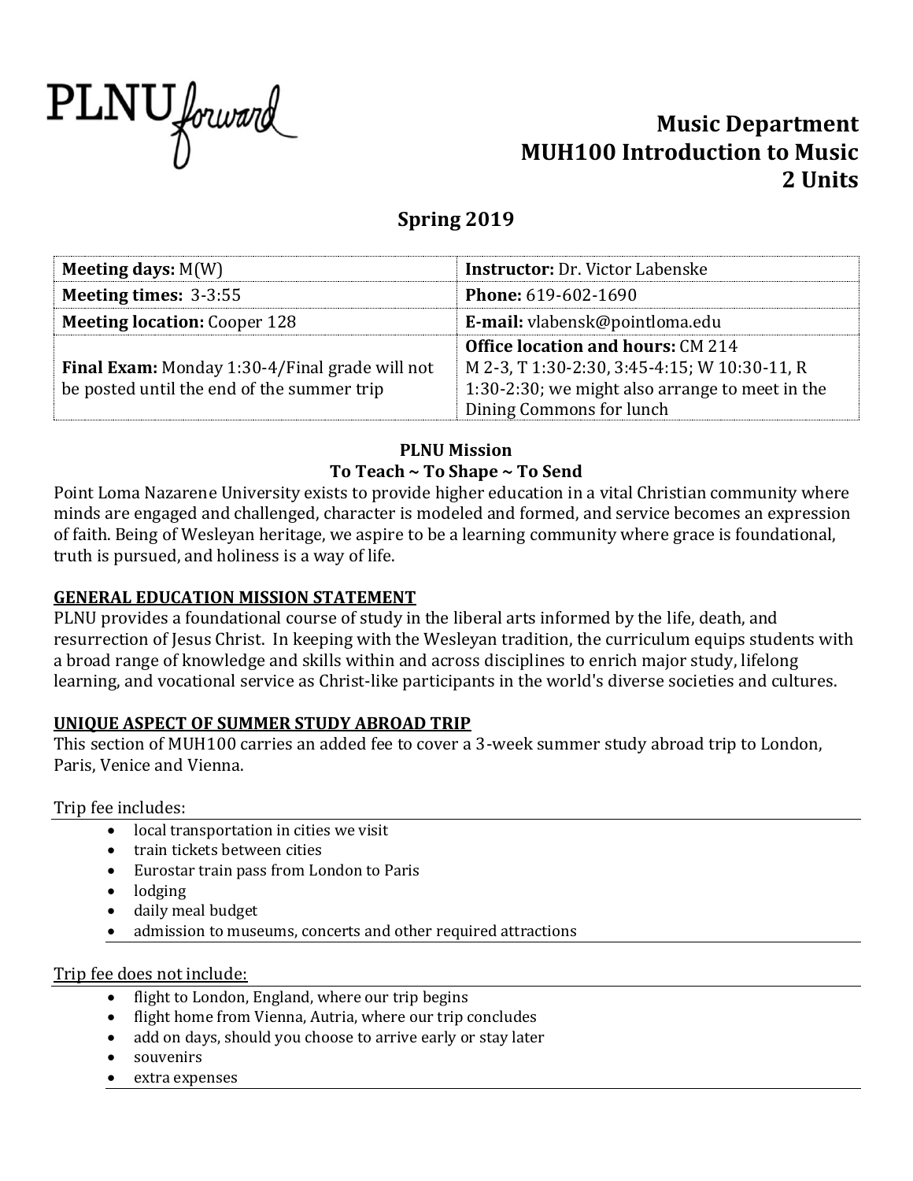PLNU forward

# Music Department
# MUH100 Introduction to Music
# 2 Units

## Spring 2019

| | |
|---|---|
| **Meeting days:** M(W) | **Instructor:** Dr. Victor Labenske |
| **Meeting times:** 3-3:55 | **Phone:** 619-602-1690 |
| **Meeting location:** Cooper 128 | **E-mail:** vlabensk@pointloma.edu |
| **Final Exam:** Monday 1:30-4/Final grade will not be posted until the end of the summer trip | **Office location and hours:** CM 214 M 2-3, T 1:30-2:30, 3:45-4:15; W 10:30-11, R 1:30-2:30; we might also arrange to meet in the Dining Commons for lunch |

**PLNU Mission**
**To Teach ~ To Shape ~ To Send**

Point Loma Nazarene University exists to provide higher education in a vital Christian community where minds are engaged and challenged, character is modeled and formed, and service becomes an expression of faith. Being of Wesleyan heritage, we aspire to be a learning community where grace is foundational, truth is pursued, and holiness is a way of life.

**GENERAL EDUCATION MISSION STATEMENT**

PLNU provides a foundational course of study in the liberal arts informed by the life, death, and resurrection of Jesus Christ. In keeping with the Wesleyan tradition, the curriculum equips students with a broad range of knowledge and skills within and across disciplines to enrich major study, lifelong learning, and vocational service as Christ-like participants in the world's diverse societies and cultures.

**UNIQUE ASPECT OF SUMMER STUDY ABROAD TRIP**

This section of MUH100 carries an added fee to cover a 3-week summer study abroad trip to London, Paris, Venice and Vienna.

Trip fee includes:

- local transportation in cities we visit
- train tickets between cities
- Eurostar train pass from London to Paris
- lodging
- daily meal budget
- admission to museums, concerts and other required attractions

Trip fee does not include:

- flight to London, England, where our trip begins
- flight home from Vienna, Autria, where our trip concludes
- add on days, should you choose to arrive early or stay later
- souvenirs
- extra expenses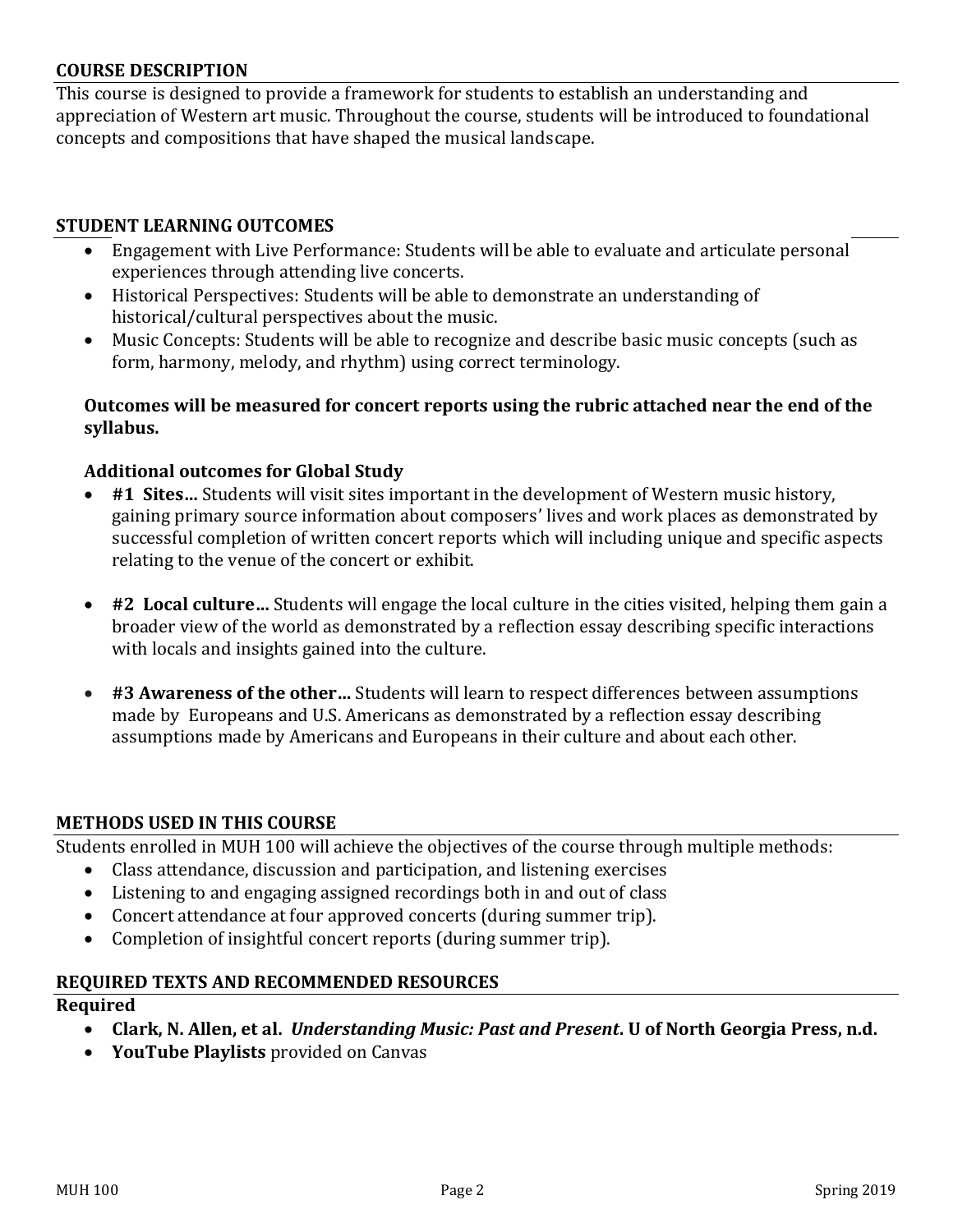## COURSE DESCRIPTION

This course is designed to provide a framework for students to establish an understanding and appreciation of Western art music. Throughout the course, students will be introduced to foundational concepts and compositions that have shaped the musical landscape.

## STUDENT LEARNING OUTCOMES

- Engagement with Live Performance: Students will be able to evaluate and articulate personal experiences through attending live concerts.
- Historical Perspectives: Students will be able to demonstrate an understanding of historical/cultural perspectives about the music.
- Music Concepts: Students will be able to recognize and describe basic music concepts (such as form, harmony, melody, and rhythm) using correct terminology.

**Outcomes will be measured for concert reports using the rubric attached near the end of the syllabus.**

**Additional outcomes for Global Study**

- **#1 Sites…** Students will visit sites important in the development of Western music history, gaining primary source information about composers' lives and work places as demonstrated by successful completion of written concert reports which will including unique and specific aspects relating to the venue of the concert or exhibit.

- **#2 Local culture…** Students will engage the local culture in the cities visited, helping them gain a broader view of the world as demonstrated by a reflection essay describing specific interactions with locals and insights gained into the culture.

- **#3 Awareness of the other…** Students will learn to respect differences between assumptions made by Europeans and U.S. Americans as demonstrated by a reflection essay describing assumptions made by Americans and Europeans in their culture and about each other.

## METHODS USED IN THIS COURSE

Students enrolled in MUH 100 will achieve the objectives of the course through multiple methods:

- Class attendance, discussion and participation, and listening exercises
- Listening to and engaging assigned recordings both in and out of class
- Concert attendance at four approved concerts (during summer trip).
- Completion of insightful concert reports (during summer trip).

## REQUIRED TEXTS AND RECOMMENDED RESOURCES

**Required**

- **Clark, N. Allen, et al. *Understanding Music: Past and Present*. U of North Georgia Press, n.d.**
- **YouTube Playlists** provided on Canvas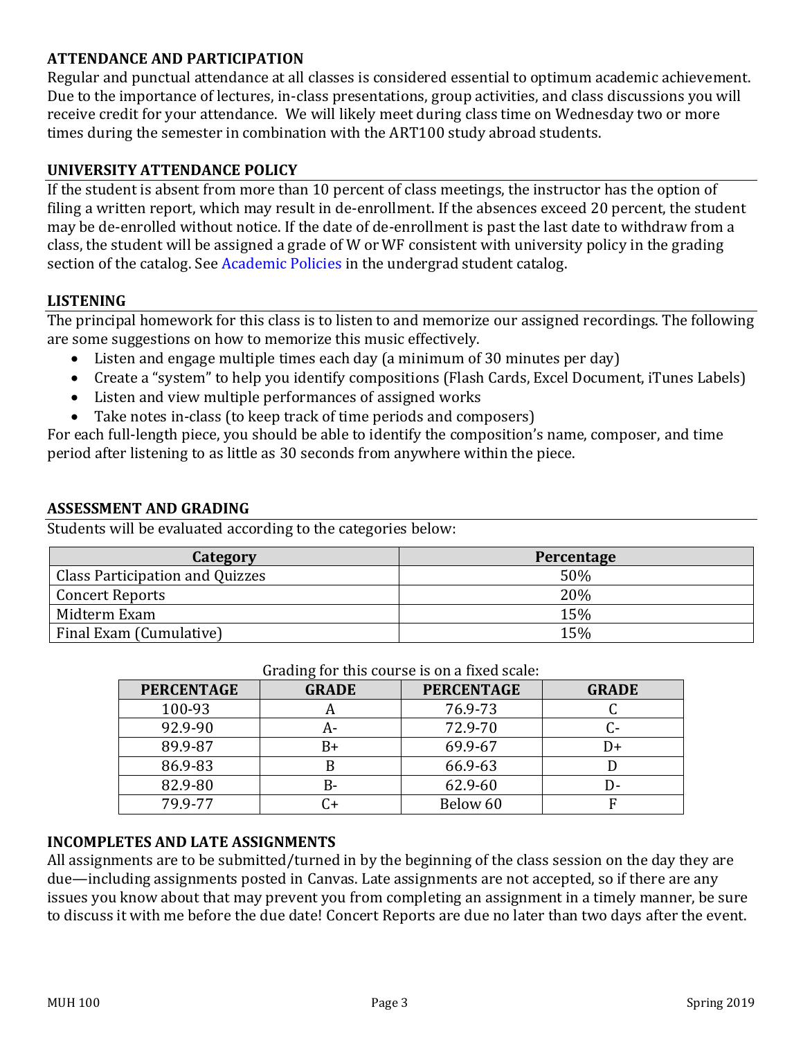## ATTENDANCE AND PARTICIPATION

Regular and punctual attendance at all classes is considered essential to optimum academic achievement. Due to the importance of lectures, in-class presentations, group activities, and class discussions you will receive credit for your attendance. We will likely meet during class time on Wednesday two or more times during the semester in combination with the ART100 study abroad students.

## UNIVERSITY ATTENDANCE POLICY

If the student is absent from more than 10 percent of class meetings, the instructor has the option of filing a written report, which may result in de-enrollment. If the absences exceed 20 percent, the student may be de-enrolled without notice. If the date of de-enrollment is past the last date to withdraw from a class, the student will be assigned a grade of W or WF consistent with university policy in the grading section of the catalog. See Academic Policies in the undergrad student catalog.

## LISTENING

The principal homework for this class is to listen to and memorize our assigned recordings. The following are some suggestions on how to memorize this music effectively.

- Listen and engage multiple times each day (a minimum of 30 minutes per day)
- Create a "system" to help you identify compositions (Flash Cards, Excel Document, iTunes Labels)
- Listen and view multiple performances of assigned works
- Take notes in-class (to keep track of time periods and composers)

For each full-length piece, you should be able to identify the composition's name, composer, and time period after listening to as little as 30 seconds from anywhere within the piece.

## ASSESSMENT AND GRADING

Students will be evaluated according to the categories below:

| Category | Percentage |
|---|---|
| Class Participation and Quizzes | 50% |
| Concert Reports | 20% |
| Midterm Exam | 15% |
| Final Exam (Cumulative) | 15% |

Grading for this course is on a fixed scale:

| PERCENTAGE | GRADE | PERCENTAGE | GRADE |
|---|---|---|---|
| 100-93 | A | 76.9-73 | C |
| 92.9-90 | A- | 72.9-70 | C- |
| 89.9-87 | B+ | 69.9-67 | D+ |
| 86.9-83 | B | 66.9-63 | D |
| 82.9-80 | B- | 62.9-60 | D- |
| 79.9-77 | C+ | Below 60 | F |

## INCOMPLETES AND LATE ASSIGNMENTS

All assignments are to be submitted/turned in by the beginning of the class session on the day they are due—including assignments posted in Canvas. Late assignments are not accepted, so if there are any issues you know about that may prevent you from completing an assignment in a timely manner, be sure to discuss it with me before the due date! Concert Reports are due no later than two days after the event.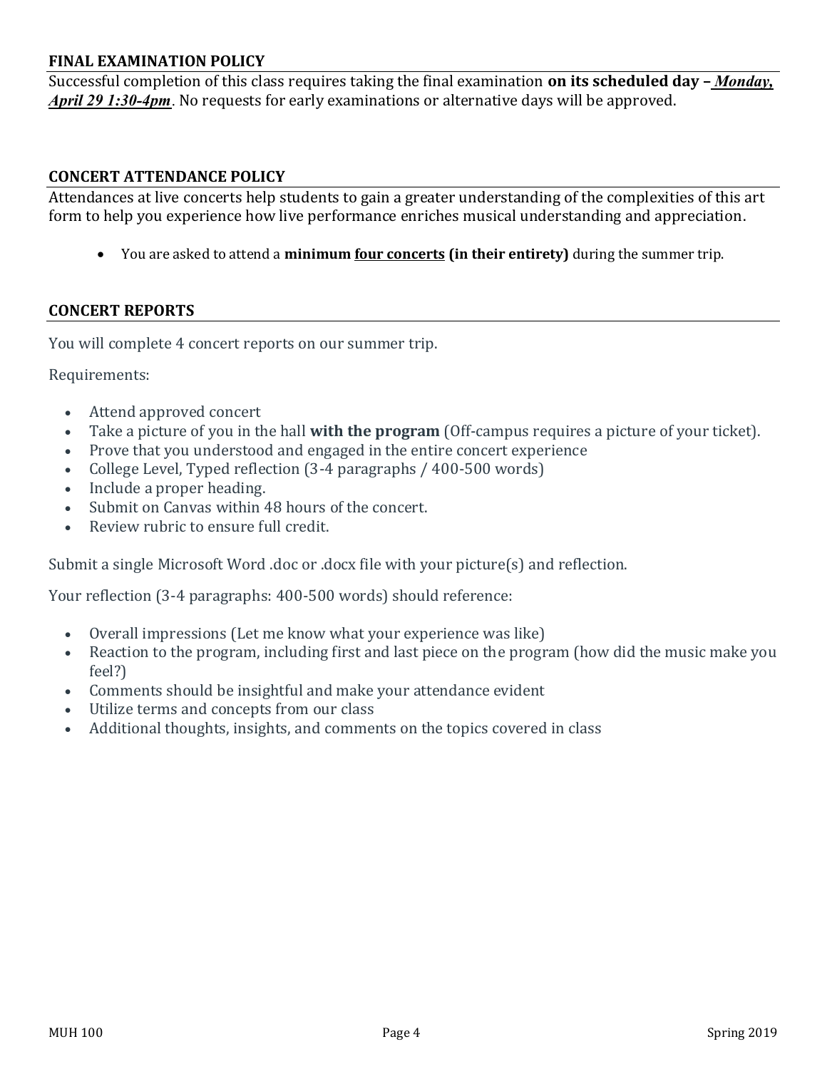## FINAL EXAMINATION POLICY

Successful completion of this class requires taking the final examination **on its scheduled day –** ***Monday, April 29 1:30-4pm***. No requests for early examinations or alternative days will be approved.

## CONCERT ATTENDANCE POLICY

Attendances at live concerts help students to gain a greater understanding of the complexities of this art form to help you experience how live performance enriches musical understanding and appreciation.

- You are asked to attend a **minimum four concerts (in their entirety)** during the summer trip.

## CONCERT REPORTS

You will complete 4 concert reports on our summer trip.

Requirements:

- Attend approved concert
- Take a picture of you in the hall **with the program** (Off-campus requires a picture of your ticket).
- Prove that you understood and engaged in the entire concert experience
- College Level, Typed reflection (3-4 paragraphs / 400-500 words)
- Include a proper heading.
- Submit on Canvas within 48 hours of the concert.
- Review rubric to ensure full credit.

Submit a single Microsoft Word .doc or .docx file with your picture(s) and reflection.

Your reflection (3-4 paragraphs: 400-500 words) should reference:

- Overall impressions (Let me know what your experience was like)
- Reaction to the program, including first and last piece on the program (how did the music make you feel?)
- Comments should be insightful and make your attendance evident
- Utilize terms and concepts from our class
- Additional thoughts, insights, and comments on the topics covered in class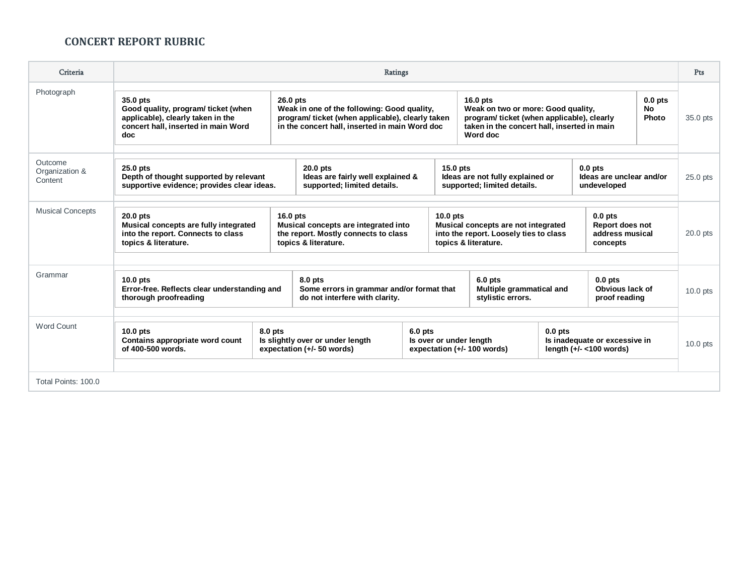## CONCERT REPORT RUBRIC

| Criteria | Ratings | | | | Pts |
|---|---|---|---|---|---|
| Photograph | **35.0 pts** **Good quality, program/ ticket (when applicable), clearly taken in the concert hall, inserted in main Word doc** | **26.0 pts** **Weak in one of the following: Good quality, program/ ticket (when applicable), clearly taken in the concert hall, inserted in main Word doc** | **16.0 pts** **Weak on two or more: Good quality, program/ ticket (when applicable), clearly taken in the concert hall, inserted in main Word doc** | **0.0 pts** **No Photo** | 35.0 pts |
| Outcome Organization & Content | **25.0 pts** **Depth of thought supported by relevant supportive evidence; provides clear ideas.** | **20.0 pts** **Ideas are fairly well explained & supported; limited details.** | **15.0 pts** **Ideas are not fully explained or supported; limited details.** | **0.0 pts** **Ideas are unclear and/or undeveloped** | 25.0 pts |
| Musical Concepts | **20.0 pts** **Musical concepts are fully integrated into the report. Connects to class topics & literature.** | **16.0 pts** **Musical concepts are integrated into the report. Mostly connects to class topics & literature.** | **10.0 pts** **Musical concepts are not integrated into the report. Loosely ties to class topics & literature.** | **0.0 pts** **Report does not address musical concepts** | 20.0 pts |
| Grammar | **10.0 pts** **Error-free. Reflects clear understanding and thorough proofreading** | **8.0 pts** **Some errors in grammar and/or format that do not interfere with clarity.** | **6.0 pts** **Multiple grammatical and stylistic errors.** | **0.0 pts** **Obvious lack of proof reading** | 10.0 pts |
| Word Count | **10.0 pts** **Contains appropriate word count of 400-500 words.** | **8.0 pts** **Is slightly over or under length expectation (+/- 50 words)** | **6.0 pts** **Is over or under length expectation (+/- 100 words)** | **0.0 pts** **Is inadequate or excessive in length (+/- <100 words)** | 10.0 pts |
| Total Points: 100.0 | | | | | |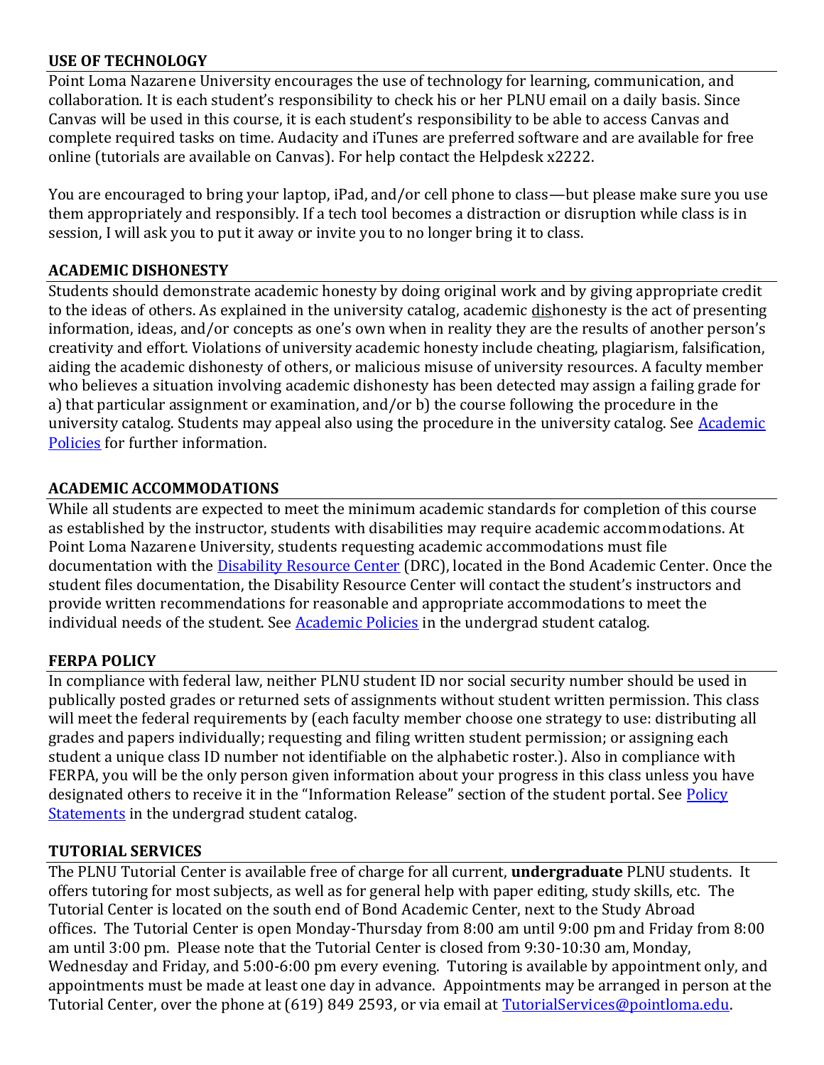## USE OF TECHNOLOGY

Point Loma Nazarene University encourages the use of technology for learning, communication, and collaboration. It is each student's responsibility to check his or her PLNU email on a daily basis. Since Canvas will be used in this course, it is each student's responsibility to be able to access Canvas and complete required tasks on time. Audacity and iTunes are preferred software and are available for free online (tutorials are available on Canvas). For help contact the Helpdesk x2222.

You are encouraged to bring your laptop, iPad, and/or cell phone to class—but please make sure you use them appropriately and responsibly. If a tech tool becomes a distraction or disruption while class is in session, I will ask you to put it away or invite you to no longer bring it to class.

## ACADEMIC DISHONESTY

Students should demonstrate academic honesty by doing original work and by giving appropriate credit to the ideas of others. As explained in the university catalog, academic dishonesty is the act of presenting information, ideas, and/or concepts as one's own when in reality they are the results of another person's creativity and effort. Violations of university academic honesty include cheating, plagiarism, falsification, aiding the academic dishonesty of others, or malicious misuse of university resources. A faculty member who believes a situation involving academic dishonesty has been detected may assign a failing grade for a) that particular assignment or examination, and/or b) the course following the procedure in the university catalog. Students may appeal also using the procedure in the university catalog. See [Academic Policies] for further information.

## ACADEMIC ACCOMMODATIONS

While all students are expected to meet the minimum academic standards for completion of this course as established by the instructor, students with disabilities may require academic accommodations. At Point Loma Nazarene University, students requesting academic accommodations must file documentation with the [Disability Resource Center] (DRC), located in the Bond Academic Center. Once the student files documentation, the Disability Resource Center will contact the student's instructors and provide written recommendations for reasonable and appropriate accommodations to meet the individual needs of the student. See [Academic Policies] in the undergrad student catalog.

## FERPA POLICY

In compliance with federal law, neither PLNU student ID nor social security number should be used in publically posted grades or returned sets of assignments without student written permission. This class will meet the federal requirements by (each faculty member choose one strategy to use: distributing all grades and papers individually; requesting and filing written student permission; or assigning each student a unique class ID number not identifiable on the alphabetic roster.). Also in compliance with FERPA, you will be the only person given information about your progress in this class unless you have designated others to receive it in the "Information Release" section of the student portal. See [Policy Statements] in the undergrad student catalog.

## TUTORIAL SERVICES

The PLNU Tutorial Center is available free of charge for all current, **undergraduate** PLNU students. It offers tutoring for most subjects, as well as for general help with paper editing, study skills, etc. The Tutorial Center is located on the south end of Bond Academic Center, next to the Study Abroad offices. The Tutorial Center is open Monday-Thursday from 8:00 am until 9:00 pm and Friday from 8:00 am until 3:00 pm. Please note that the Tutorial Center is closed from 9:30-10:30 am, Monday, Wednesday and Friday, and 5:00-6:00 pm every evening. Tutoring is available by appointment only, and appointments must be made at least one day in advance. Appointments may be arranged in person at the Tutorial Center, over the phone at (619) 849 2593, or via email at TutorialServices@pointloma.edu.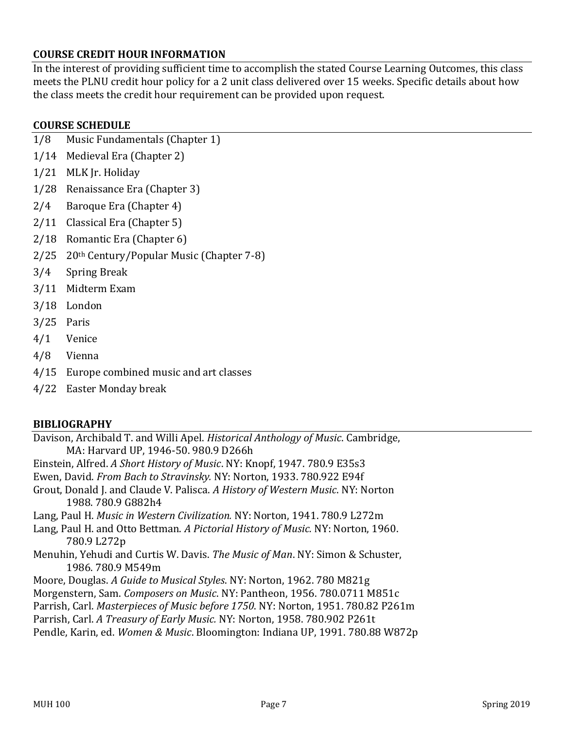## COURSE CREDIT HOUR INFORMATION

In the interest of providing sufficient time to accomplish the stated Course Learning Outcomes, this class meets the PLNU credit hour policy for a 2 unit class delivered over 15 weeks. Specific details about how the class meets the credit hour requirement can be provided upon request.

## COURSE SCHEDULE

| | |
|---|---|
| 1/8 | Music Fundamentals (Chapter 1) |
| 1/14 | Medieval Era (Chapter 2) |
| 1/21 | MLK Jr. Holiday |
| 1/28 | Renaissance Era (Chapter 3) |
| 2/4 | Baroque Era (Chapter 4) |
| 2/11 | Classical Era (Chapter 5) |
| 2/18 | Romantic Era (Chapter 6) |
| 2/25 | 20th Century/Popular Music (Chapter 7-8) |
| 3/4 | Spring Break |
| 3/11 | Midterm Exam |
| 3/18 | London |
| 3/25 | Paris |
| 4/1 | Venice |
| 4/8 | Vienna |
| 4/15 | Europe combined music and art classes |
| 4/22 | Easter Monday break |

## BIBLIOGRAPHY

Davison, Archibald T. and Willi Apel. *Historical Anthology of Music*. Cambridge, MA: Harvard UP, 1946-50. 980.9 D266h

Einstein, Alfred. *A Short History of Music*. NY: Knopf, 1947. 780.9 E35s3

Ewen, David. *From Bach to Stravinsky.* NY: Norton, 1933. 780.922 E94f

Grout, Donald J. and Claude V. Palisca. *A History of Western Music*. NY: Norton 1988. 780.9 G882h4

Lang, Paul H. *Music in Western Civilization.* NY: Norton, 1941. 780.9 L272m

Lang, Paul H. and Otto Bettman. *A Pictorial History of Music.* NY: Norton, 1960. 780.9 L272p

Menuhin, Yehudi and Curtis W. Davis. *The Music of Man*. NY: Simon & Schuster, 1986. 780.9 M549m

Moore, Douglas. *A Guide to Musical Styles*. NY: Norton, 1962. 780 M821g

Morgenstern, Sam. *Composers on Music*. NY: Pantheon, 1956. 780.0711 M851c

Parrish, Carl. *Masterpieces of Music before 1750*. NY: Norton, 1951. 780.82 P261m

Parrish, Carl. *A Treasury of Early Music.* NY: Norton, 1958. 780.902 P261t

Pendle, Karin, ed. *Women & Music*. Bloomington: Indiana UP, 1991. 780.88 W872p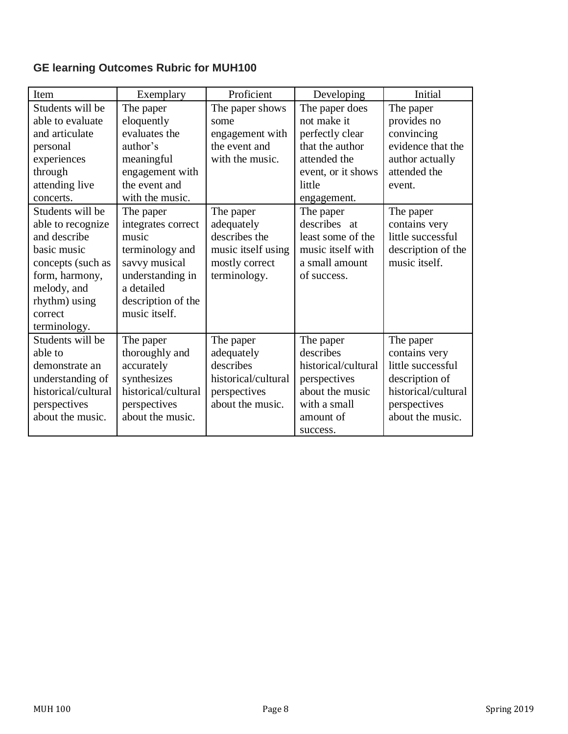**GE learning Outcomes Rubric for MUH100**

| Item | Exemplary | Proficient | Developing | Initial |
|---|---|---|---|---|
| Students will be able to evaluate and articulate personal experiences through attending live concerts. | The paper eloquently evaluates the author's meaningful engagement with the event and with the music. | The paper shows some engagement with the event and with the music. | The paper does not make it perfectly clear that the author attended the event, or it shows little engagement. | The paper provides no convincing evidence that the author actually attended the event. |
| Students will be able to recognize and describe basic music concepts (such as form, harmony, melody, and rhythm) using correct terminology. | The paper integrates correct music terminology and savvy musical understanding in a detailed description of the music itself. | The paper adequately describes the music itself using mostly correct terminology. | The paper describes at least some of the music itself with a small amount of success. | The paper contains very little successful description of the music itself. |
| Students will be able to demonstrate an understanding of historical/cultural perspectives about the music. | The paper thoroughly and accurately synthesizes historical/cultural perspectives about the music. | The paper adequately describes historical/cultural perspectives about the music. | The paper describes historical/cultural perspectives about the music with a small amount of success. | The paper contains very little successful description of historical/cultural perspectives about the music. |